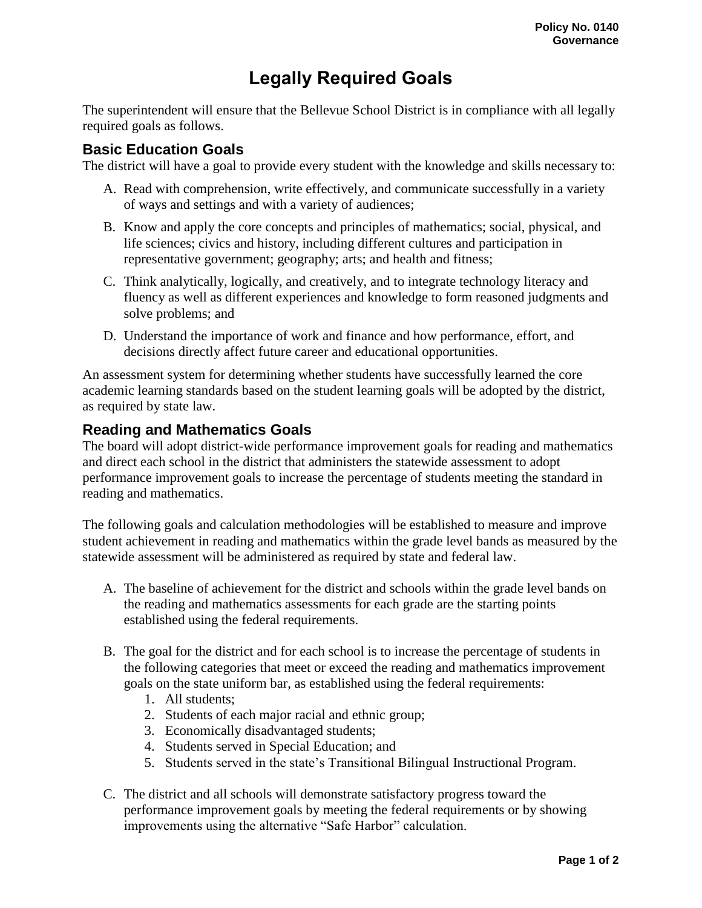Policy No. 0140
Governance

# Legally Required Goals

The superintendent will ensure that the Bellevue School District is in compliance with all legally required goals as follows.

## Basic Education Goals

The district will have a goal to provide every student with the knowledge and skills necessary to:

A. Read with comprehension, write effectively, and communicate successfully in a variety of ways and settings and with a variety of audiences;

B. Know and apply the core concepts and principles of mathematics; social, physical, and life sciences; civics and history, including different cultures and participation in representative government; geography; arts; and health and fitness;

C. Think analytically, logically, and creatively, and to integrate technology literacy and fluency as well as different experiences and knowledge to form reasoned judgments and solve problems; and

D. Understand the importance of work and finance and how performance, effort, and decisions directly affect future career and educational opportunities.

An assessment system for determining whether students have successfully learned the core academic learning standards based on the student learning goals will be adopted by the district, as required by state law.

## Reading and Mathematics Goals

The board will adopt district-wide performance improvement goals for reading and mathematics and direct each school in the district that administers the statewide assessment to adopt performance improvement goals to increase the percentage of students meeting the standard in reading and mathematics.

The following goals and calculation methodologies will be established to measure and improve student achievement in reading and mathematics within the grade level bands as measured by the statewide assessment will be administered as required by state and federal law.

A. The baseline of achievement for the district and schools within the grade level bands on the reading and mathematics assessments for each grade are the starting points established using the federal requirements.

B. The goal for the district and for each school is to increase the percentage of students in the following categories that meet or exceed the reading and mathematics improvement goals on the state uniform bar, as established using the federal requirements:
   1. All students;
   2. Students of each major racial and ethnic group;
   3. Economically disadvantaged students;
   4. Students served in Special Education; and
   5. Students served in the state's Transitional Bilingual Instructional Program.

C. The district and all schools will demonstrate satisfactory progress toward the performance improvement goals by meeting the federal requirements or by showing improvements using the alternative "Safe Harbor" calculation.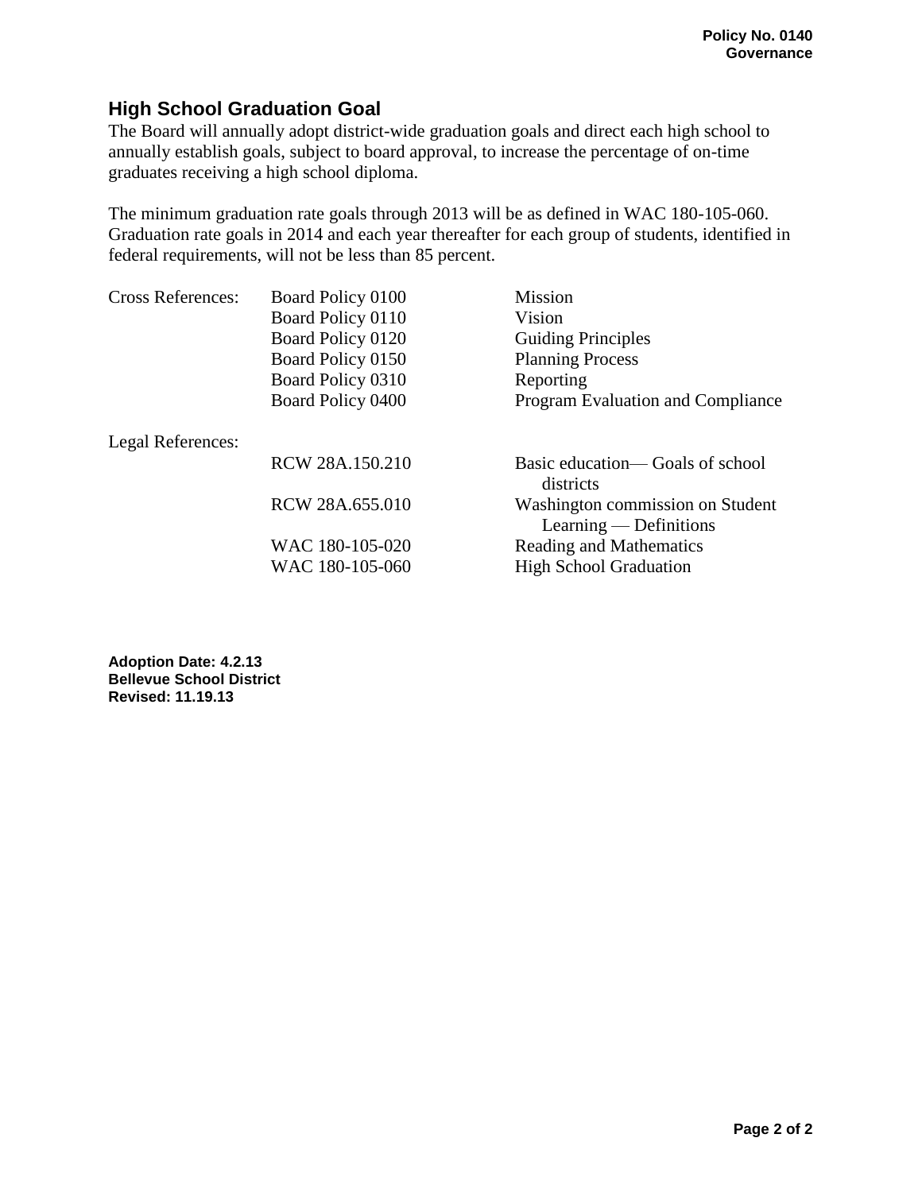Policy No. 0140
Governance

## High School Graduation Goal

The Board will annually adopt district-wide graduation goals and direct each high school to annually establish goals, subject to board approval, to increase the percentage of on-time graduates receiving a high school diploma.

The minimum graduation rate goals through 2013 will be as defined in WAC 180-105-060. Graduation rate goals in 2014 and each year thereafter for each group of students, identified in federal requirements, will not be less than 85 percent.

| | | |
|---|---|---|
| Cross References: | Board Policy 0100 | Mission |
| | Board Policy 0110 | Vision |
| | Board Policy 0120 | Guiding Principles |
| | Board Policy 0150 | Planning Process |
| | Board Policy 0310 | Reporting |
| | Board Policy 0400 | Program Evaluation and Compliance |
| Legal References: | | |
| | RCW 28A.150.210 | Basic education— Goals of school districts |
| | RCW 28A.655.010 | Washington commission on Student Learning — Definitions |
| | WAC 180-105-020 | Reading and Mathematics |
| | WAC 180-105-060 | High School Graduation |

**Adoption Date: 4.2.13**
**Bellevue School District**
**Revised: 11.19.13**